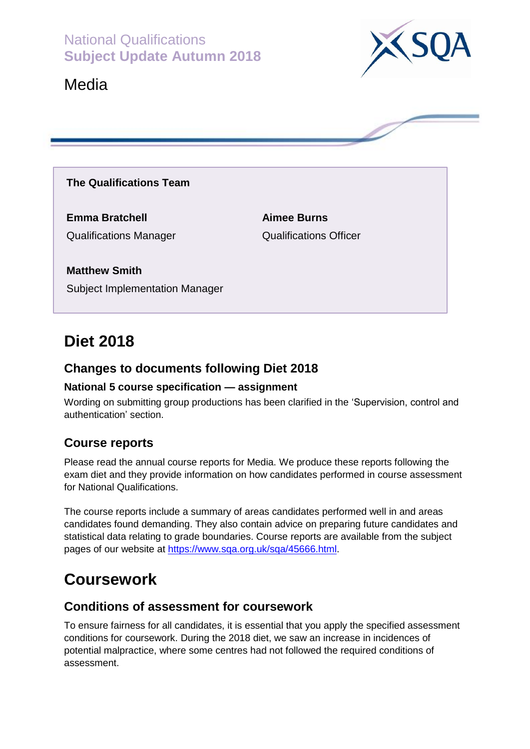National Qualifications
**Subject Update Autumn 2018**

# Media

**The Qualifications Team**

**Emma Bratchell**
Qualifications Manager

**Aimee Burns**
Qualifications Officer

**Matthew Smith**
Subject Implementation Manager

# Diet 2018

## Changes to documents following Diet 2018

### National 5 course specification — assignment

Wording on submitting group productions has been clarified in the 'Supervision, control and authentication' section.

## Course reports

Please read the annual course reports for Media. We produce these reports following the exam diet and they provide information on how candidates performed in course assessment for National Qualifications.

The course reports include a summary of areas candidates performed well in and areas candidates found demanding. They also contain advice on preparing future candidates and statistical data relating to grade boundaries. Course reports are available from the subject pages of our website at https://www.sqa.org.uk/sqa/45666.html.

# Coursework

## Conditions of assessment for coursework

To ensure fairness for all candidates, it is essential that you apply the specified assessment conditions for coursework. During the 2018 diet, we saw an increase in incidences of potential malpractice, where some centres had not followed the required conditions of assessment.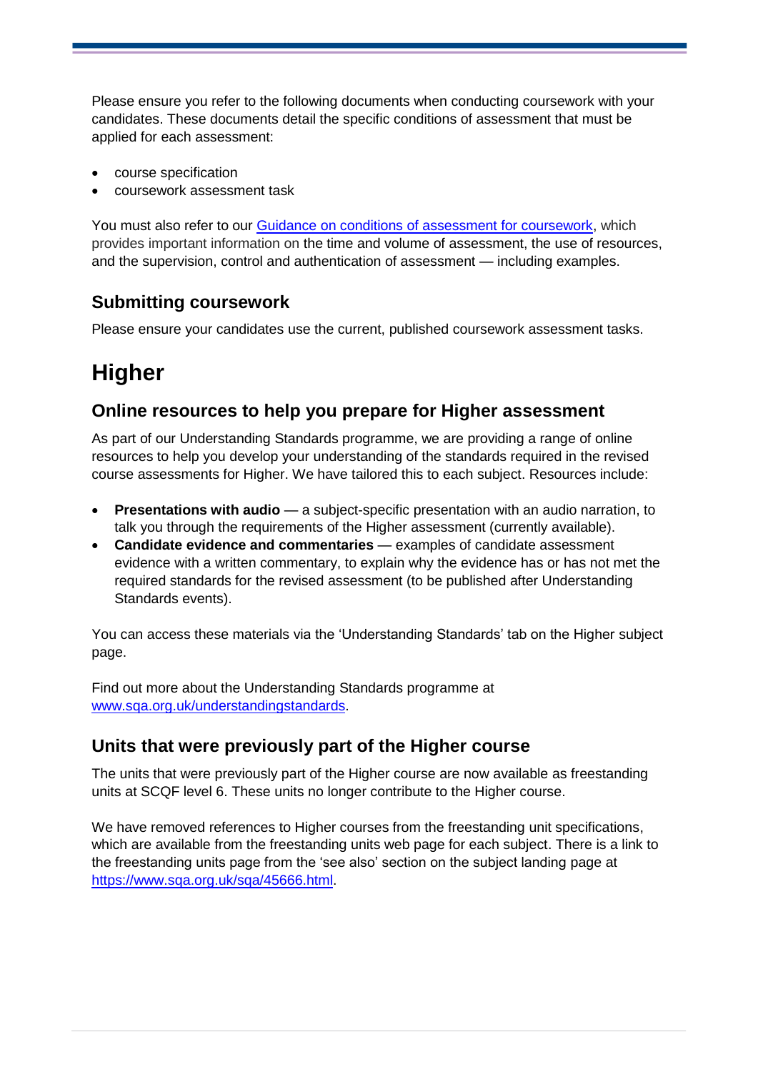Please ensure you refer to the following documents when conducting coursework with your candidates. These documents detail the specific conditions of assessment that must be applied for each assessment:

- course specification
- coursework assessment task

You must also refer to our [Guidance on conditions of assessment for coursework](), which provides important information on the time and volume of assessment, the use of resources, and the supervision, control and authentication of assessment — including examples.

### Submitting coursework

Please ensure your candidates use the current, published coursework assessment tasks.

## Higher

### Online resources to help you prepare for Higher assessment

As part of our Understanding Standards programme, we are providing a range of online resources to help you develop your understanding of the standards required in the revised course assessments for Higher. We have tailored this to each subject. Resources include:

- **Presentations with audio** — a subject-specific presentation with an audio narration, to talk you through the requirements of the Higher assessment (currently available).
- **Candidate evidence and commentaries** — examples of candidate assessment evidence with a written commentary, to explain why the evidence has or has not met the required standards for the revised assessment (to be published after Understanding Standards events).

You can access these materials via the 'Understanding Standards' tab on the Higher subject page.

Find out more about the Understanding Standards programme at www.sqa.org.uk/understandingstandards.

### Units that were previously part of the Higher course

The units that were previously part of the Higher course are now available as freestanding units at SCQF level 6. These units no longer contribute to the Higher course.

We have removed references to Higher courses from the freestanding unit specifications, which are available from the freestanding units web page for each subject. There is a link to the freestanding units page from the 'see also' section on the subject landing page at https://www.sqa.org.uk/sqa/45666.html.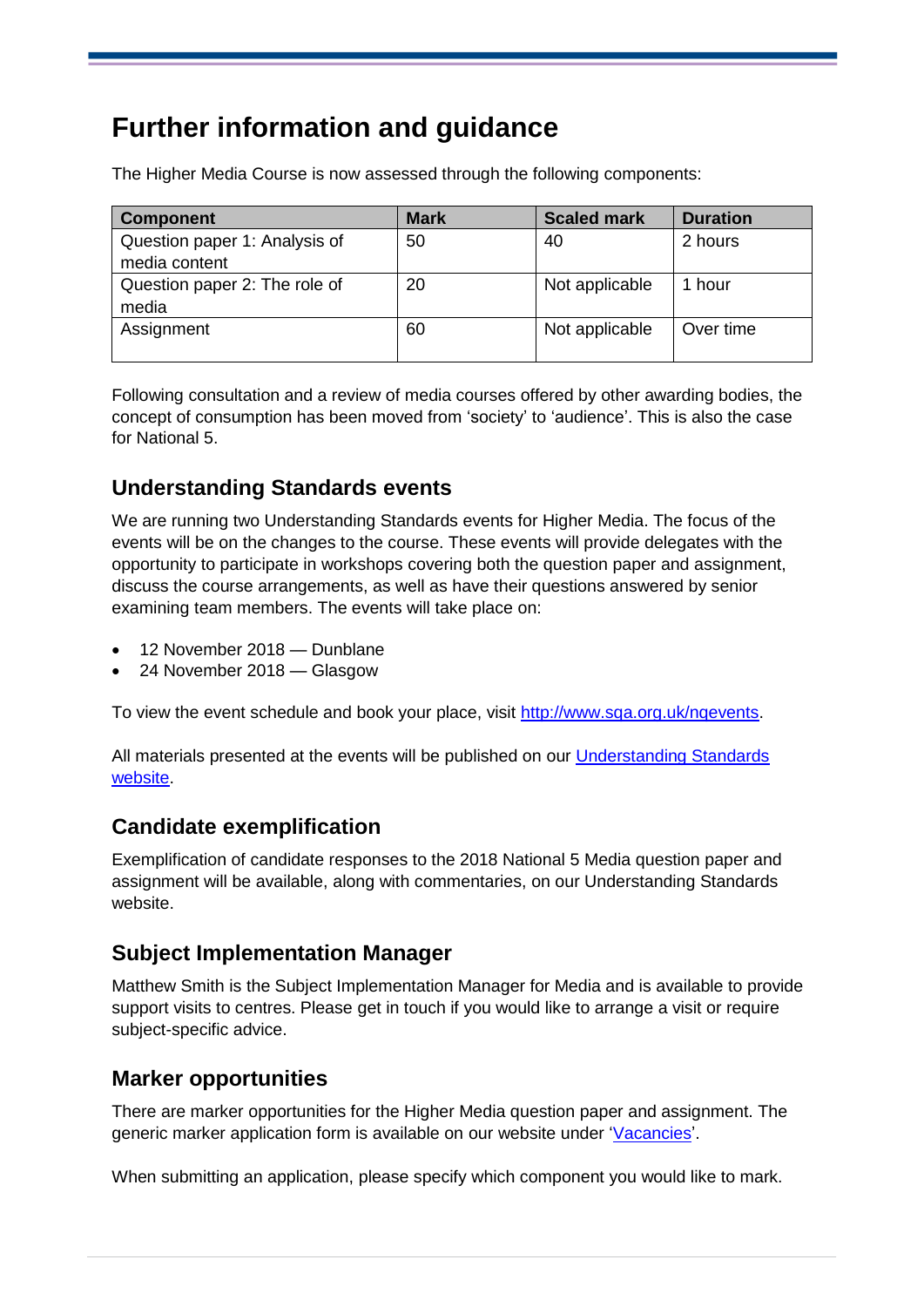# Further information and guidance

The Higher Media Course is now assessed through the following components:

| Component | Mark | Scaled mark | Duration |
|---|---|---|---|
| Question paper 1: Analysis of media content | 50 | 40 | 2 hours |
| Question paper 2: The role of media | 20 | Not applicable | 1 hour |
| Assignment | 60 | Not applicable | Over time |

Following consultation and a review of media courses offered by other awarding bodies, the concept of consumption has been moved from 'society' to 'audience'. This is also the case for National 5.

## Understanding Standards events

We are running two Understanding Standards events for Higher Media. The focus of the events will be on the changes to the course. These events will provide delegates with the opportunity to participate in workshops covering both the question paper and assignment, discuss the course arrangements, as well as have their questions answered by senior examining team members. The events will take place on:

- 12 November 2018 — Dunblane
- 24 November 2018 — Glasgow

To view the event schedule and book your place, visit [http://www.sqa.org.uk/nqevents](http://www.sqa.org.uk/nqevents).

All materials presented at the events will be published on our Understanding Standards website.

## Candidate exemplification

Exemplification of candidate responses to the 2018 National 5 Media question paper and assignment will be available, along with commentaries, on our Understanding Standards website.

## Subject Implementation Manager

Matthew Smith is the Subject Implementation Manager for Media and is available to provide support visits to centres. Please get in touch if you would like to arrange a visit or require subject-specific advice.

## Marker opportunities

There are marker opportunities for the Higher Media question paper and assignment. The generic marker application form is available on our website under 'Vacancies'.

When submitting an application, please specify which component you would like to mark.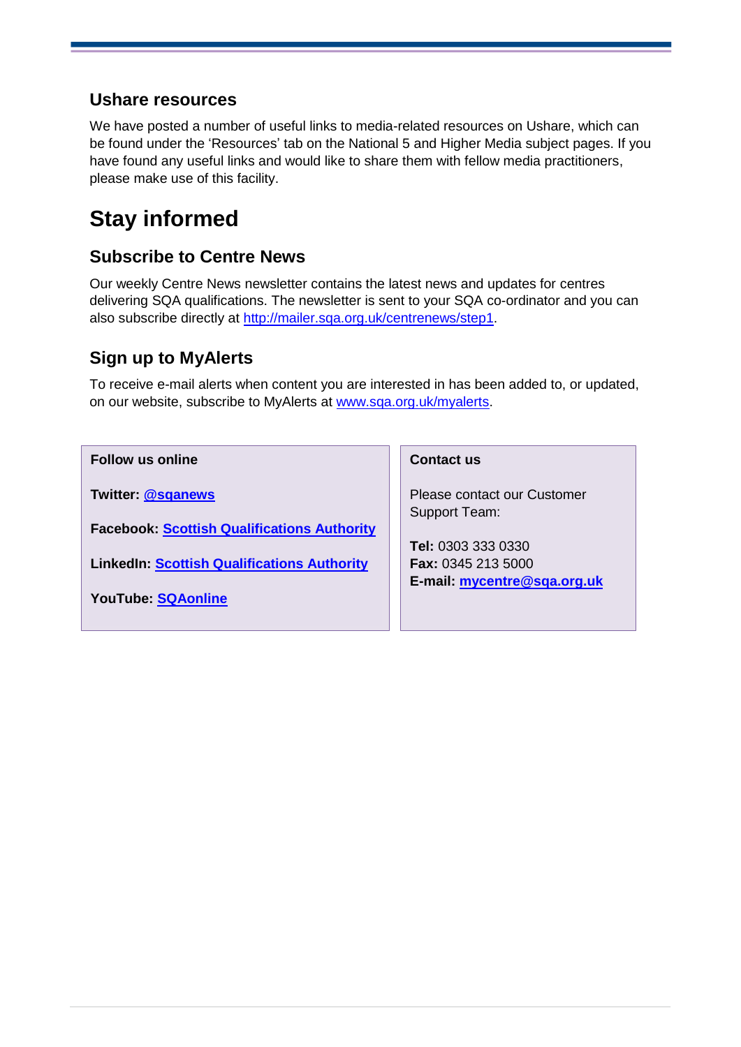### Ushare resources

We have posted a number of useful links to media-related resources on Ushare, which can be found under the 'Resources' tab on the National 5 and Higher Media subject pages. If you have found any useful links and would like to share them with fellow media practitioners, please make use of this facility.

## Stay informed

### Subscribe to Centre News

Our weekly Centre News newsletter contains the latest news and updates for centres delivering SQA qualifications. The newsletter is sent to your SQA co-ordinator and you can also subscribe directly at http://mailer.sqa.org.uk/centrenews/step1.

### Sign up to MyAlerts

To receive e-mail alerts when content you are interested in has been added to, or updated, on our website, subscribe to MyAlerts at www.sqa.org.uk/myalerts.

**Follow us online**

**Twitter:** **@sqanews**

**Facebook:** **Scottish Qualifications Authority**

**LinkedIn:** **Scottish Qualifications Authority**

**YouTube:** **SQAonline**

**Contact us**

Please contact our Customer Support Team:

**Tel:** 0303 333 0330
**Fax:** 0345 213 5000
**E-mail:** **mycentre@sqa.org.uk**